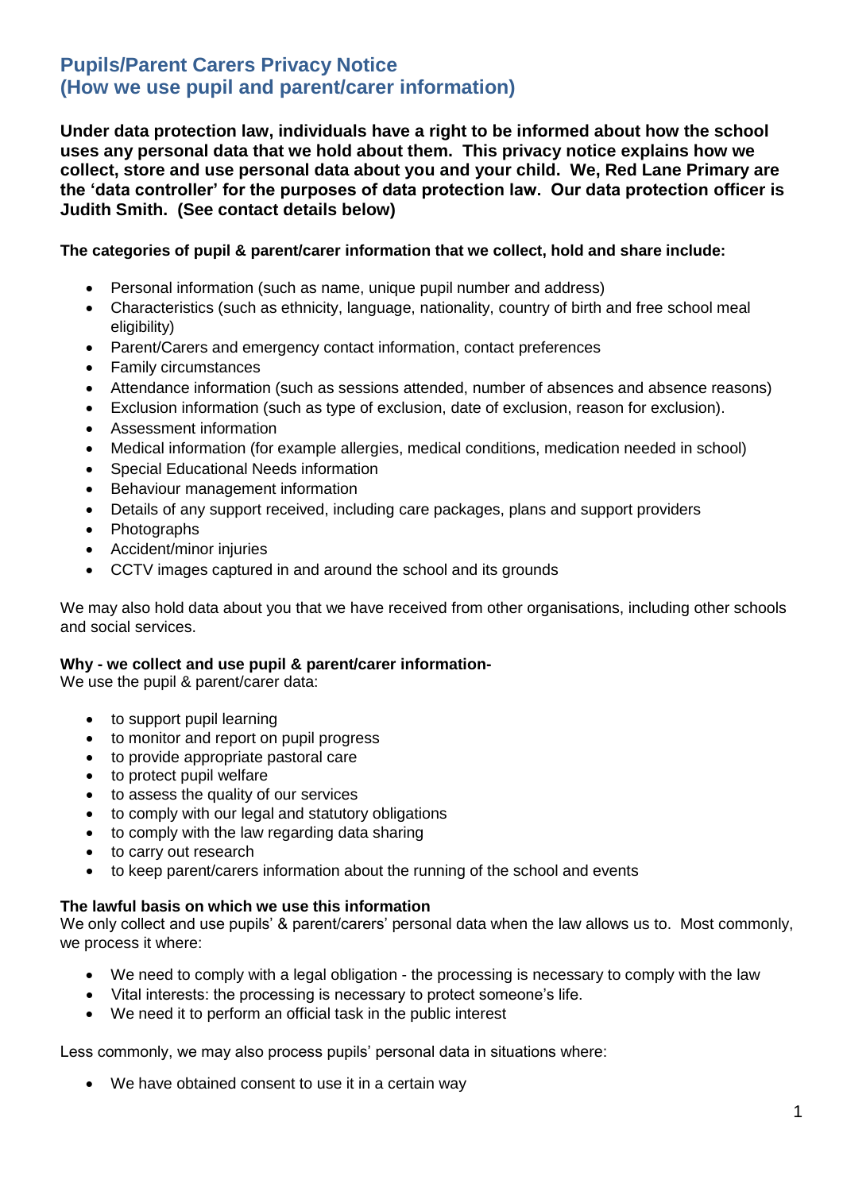# Pupils/Parent Carers Privacy Notice
# (How we use pupil and parent/carer information)

**Under data protection law, individuals have a right to be informed about how the school uses any personal data that we hold about them. This privacy notice explains how we collect, store and use personal data about you and your child. We, Red Lane Primary are the 'data controller' for the purposes of data protection law. Our data protection officer is Judith Smith. (See contact details below)**

**The categories of pupil & parent/carer information that we collect, hold and share include:**

- Personal information (such as name, unique pupil number and address)
- Characteristics (such as ethnicity, language, nationality, country of birth and free school meal eligibility)
- Parent/Carers and emergency contact information, contact preferences
- Family circumstances
- Attendance information (such as sessions attended, number of absences and absence reasons)
- Exclusion information (such as type of exclusion, date of exclusion, reason for exclusion).
- Assessment information
- Medical information (for example allergies, medical conditions, medication needed in school)
- Special Educational Needs information
- Behaviour management information
- Details of any support received, including care packages, plans and support providers
- Photographs
- Accident/minor injuries
- CCTV images captured in and around the school and its grounds

We may also hold data about you that we have received from other organisations, including other schools and social services.

**Why - we collect and use pupil & parent/carer information-**
We use the pupil & parent/carer data:

- to support pupil learning
- to monitor and report on pupil progress
- to provide appropriate pastoral care
- to protect pupil welfare
- to assess the quality of our services
- to comply with our legal and statutory obligations
- to comply with the law regarding data sharing
- to carry out research
- to keep parent/carers information about the running of the school and events

**The lawful basis on which we use this information**
We only collect and use pupils' & parent/carers' personal data when the law allows us to. Most commonly, we process it where:

- We need to comply with a legal obligation - the processing is necessary to comply with the law
- Vital interests: the processing is necessary to protect someone's life.
- We need it to perform an official task in the public interest

Less commonly, we may also process pupils' personal data in situations where:

- We have obtained consent to use it in a certain way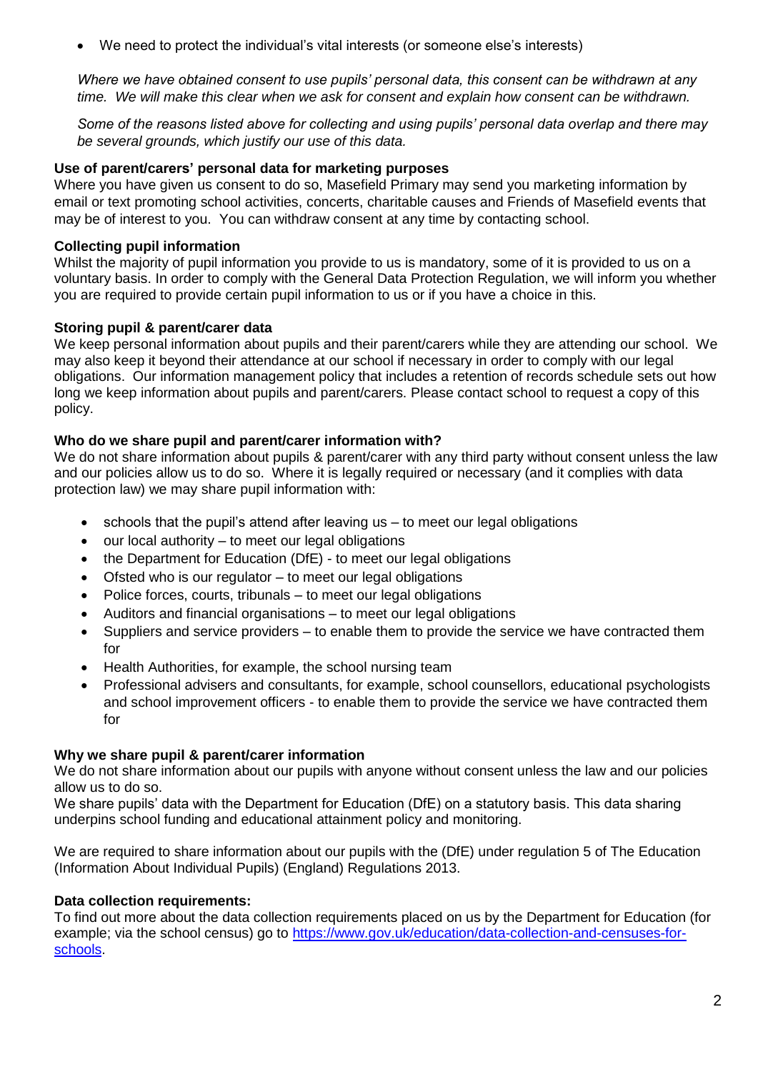- We need to protect the individual's vital interests (or someone else's interests)

*Where we have obtained consent to use pupils' personal data, this consent can be withdrawn at any time. We will make this clear when we ask for consent and explain how consent can be withdrawn.*

*Some of the reasons listed above for collecting and using pupils' personal data overlap and there may be several grounds, which justify our use of this data.*

**Use of parent/carers' personal data for marketing purposes**

Where you have given us consent to do so, Masefield Primary may send you marketing information by email or text promoting school activities, concerts, charitable causes and Friends of Masefield events that may be of interest to you. You can withdraw consent at any time by contacting school.

**Collecting pupil information**

Whilst the majority of pupil information you provide to us is mandatory, some of it is provided to us on a voluntary basis. In order to comply with the General Data Protection Regulation, we will inform you whether you are required to provide certain pupil information to us or if you have a choice in this.

**Storing pupil & parent/carer data**

We keep personal information about pupils and their parent/carers while they are attending our school. We may also keep it beyond their attendance at our school if necessary in order to comply with our legal obligations. Our information management policy that includes a retention of records schedule sets out how long we keep information about pupils and parent/carers. Please contact school to request a copy of this policy.

**Who do we share pupil and parent/carer information with?**

We do not share information about pupils & parent/carer with any third party without consent unless the law and our policies allow us to do so. Where it is legally required or necessary (and it complies with data protection law) we may share pupil information with:

- schools that the pupil's attend after leaving us – to meet our legal obligations
- our local authority – to meet our legal obligations
- the Department for Education (DfE) - to meet our legal obligations
- Ofsted who is our regulator – to meet our legal obligations
- Police forces, courts, tribunals – to meet our legal obligations
- Auditors and financial organisations – to meet our legal obligations
- Suppliers and service providers – to enable them to provide the service we have contracted them for
- Health Authorities, for example, the school nursing team
- Professional advisers and consultants, for example, school counsellors, educational psychologists and school improvement officers - to enable them to provide the service we have contracted them for

**Why we share pupil & parent/carer information**

We do not share information about our pupils with anyone without consent unless the law and our policies allow us to do so.

We share pupils' data with the Department for Education (DfE) on a statutory basis. This data sharing underpins school funding and educational attainment policy and monitoring.

We are required to share information about our pupils with the (DfE) under regulation 5 of The Education (Information About Individual Pupils) (England) Regulations 2013.

**Data collection requirements:**

To find out more about the data collection requirements placed on us by the Department for Education (for example; via the school census) go to [https://www.gov.uk/education/data-collection-and-censuses-for-schools](https://www.gov.uk/education/data-collection-and-censuses-for-schools).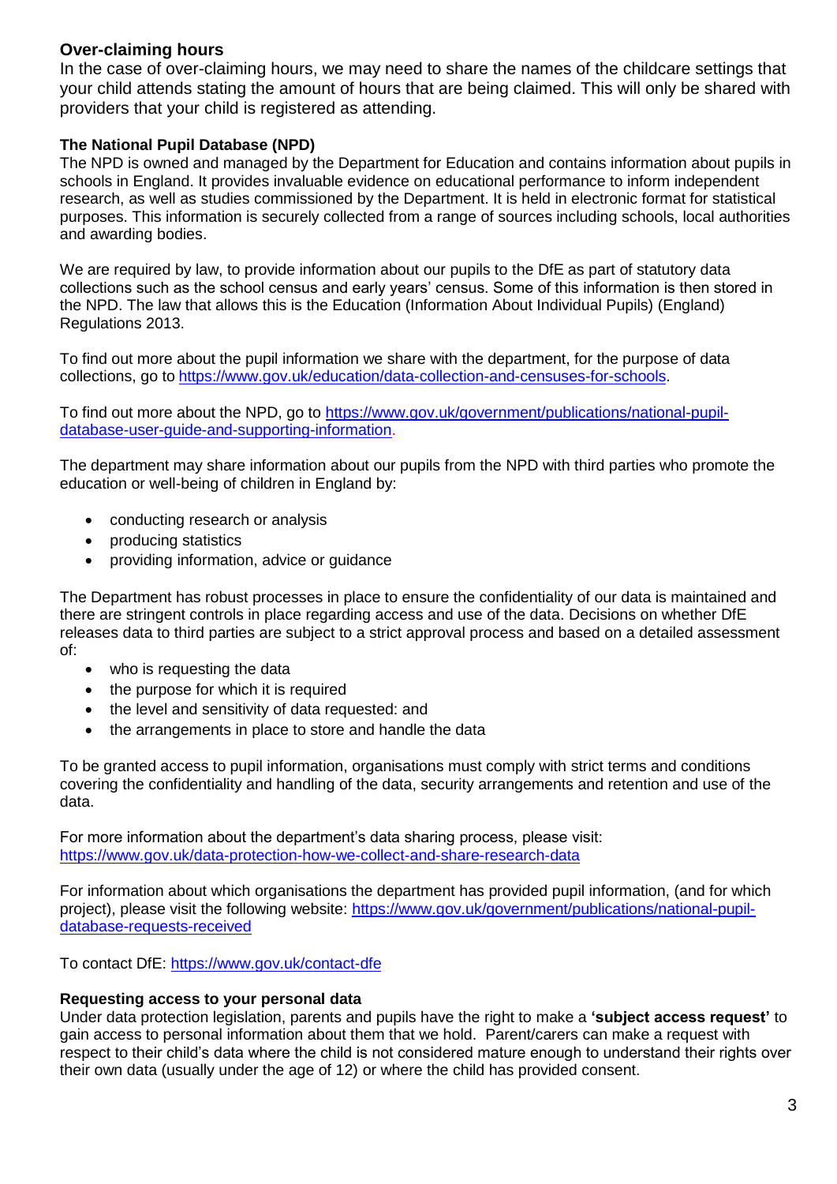## Over-claiming hours

In the case of over-claiming hours, we may need to share the names of the childcare settings that your child attends stating the amount of hours that are being claimed. This will only be shared with providers that your child is registered as attending.

### The National Pupil Database (NPD)

The NPD is owned and managed by the Department for Education and contains information about pupils in schools in England. It provides invaluable evidence on educational performance to inform independent research, as well as studies commissioned by the Department. It is held in electronic format for statistical purposes. This information is securely collected from a range of sources including schools, local authorities and awarding bodies.

We are required by law, to provide information about our pupils to the DfE as part of statutory data collections such as the school census and early years' census. Some of this information is then stored in the NPD. The law that allows this is the Education (Information About Individual Pupils) (England) Regulations 2013.

To find out more about the pupil information we share with the department, for the purpose of data collections, go to https://www.gov.uk/education/data-collection-and-censuses-for-schools.

To find out more about the NPD, go to https://www.gov.uk/government/publications/national-pupil-database-user-guide-and-supporting-information.

The department may share information about our pupils from the NPD with third parties who promote the education or well-being of children in England by:

- conducting research or analysis
- producing statistics
- providing information, advice or guidance

The Department has robust processes in place to ensure the confidentiality of our data is maintained and there are stringent controls in place regarding access and use of the data. Decisions on whether DfE releases data to third parties are subject to a strict approval process and based on a detailed assessment of:

- who is requesting the data
- the purpose for which it is required
- the level and sensitivity of data requested: and
- the arrangements in place to store and handle the data

To be granted access to pupil information, organisations must comply with strict terms and conditions covering the confidentiality and handling of the data, security arrangements and retention and use of the data.

For more information about the department's data sharing process, please visit: https://www.gov.uk/data-protection-how-we-collect-and-share-research-data

For information about which organisations the department has provided pupil information, (and for which project), please visit the following website: https://www.gov.uk/government/publications/national-pupil-database-requests-received

To contact DfE: https://www.gov.uk/contact-dfe

### Requesting access to your personal data

Under data protection legislation, parents and pupils have the right to make a **'subject access request'** to gain access to personal information about them that we hold. Parent/carers can make a request with respect to their child's data where the child is not considered mature enough to understand their rights over their own data (usually under the age of 12) or where the child has provided consent.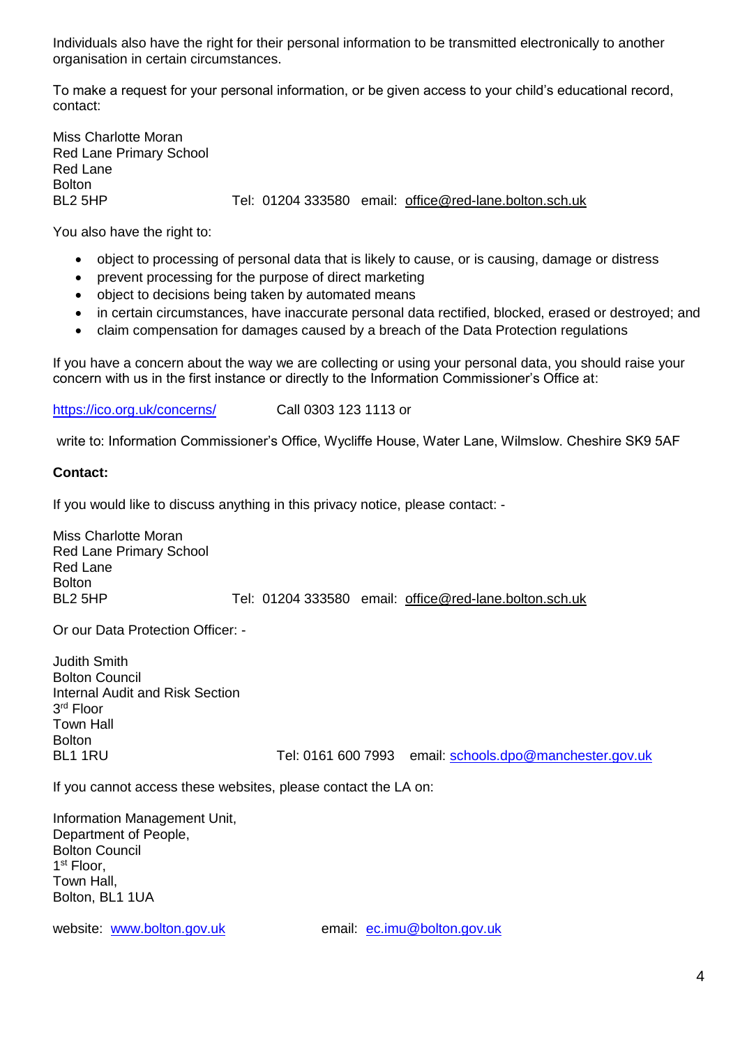Individuals also have the right for their personal information to be transmitted electronically to another organisation in certain circumstances.

To make a request for your personal information, or be given access to your child's educational record, contact:

Miss Charlotte Moran  
Red Lane Primary School  
Red Lane  
Bolton  
BL2 5HP Tel: 01204 333580 email: office@red-lane.bolton.sch.uk

You also have the right to:

- object to processing of personal data that is likely to cause, or is causing, damage or distress
- prevent processing for the purpose of direct marketing
- object to decisions being taken by automated means
- in certain circumstances, have inaccurate personal data rectified, blocked, erased or destroyed; and
- claim compensation for damages caused by a breach of the Data Protection regulations

If you have a concern about the way we are collecting or using your personal data, you should raise your concern with us in the first instance or directly to the Information Commissioner's Office at:

https://ico.org.uk/concerns/ Call 0303 123 1113 or

write to: Information Commissioner's Office, Wycliffe House, Water Lane, Wilmslow. Cheshire SK9 5AF

**Contact:**

If you would like to discuss anything in this privacy notice, please contact: -

Miss Charlotte Moran  
Red Lane Primary School  
Red Lane  
Bolton  
BL2 5HP Tel: 01204 333580 email: office@red-lane.bolton.sch.uk

Or our Data Protection Officer: -

Judith Smith  
Bolton Council  
Internal Audit and Risk Section  
3rd Floor  
Town Hall  
Bolton  
BL1 1RU Tel: 0161 600 7993 email: schools.dpo@manchester.gov.uk

If you cannot access these websites, please contact the LA on:

Information Management Unit,  
Department of People,  
Bolton Council  
1st Floor,  
Town Hall,  
Bolton, BL1 1UA

website: www.bolton.gov.uk email: ec.imu@bolton.gov.uk